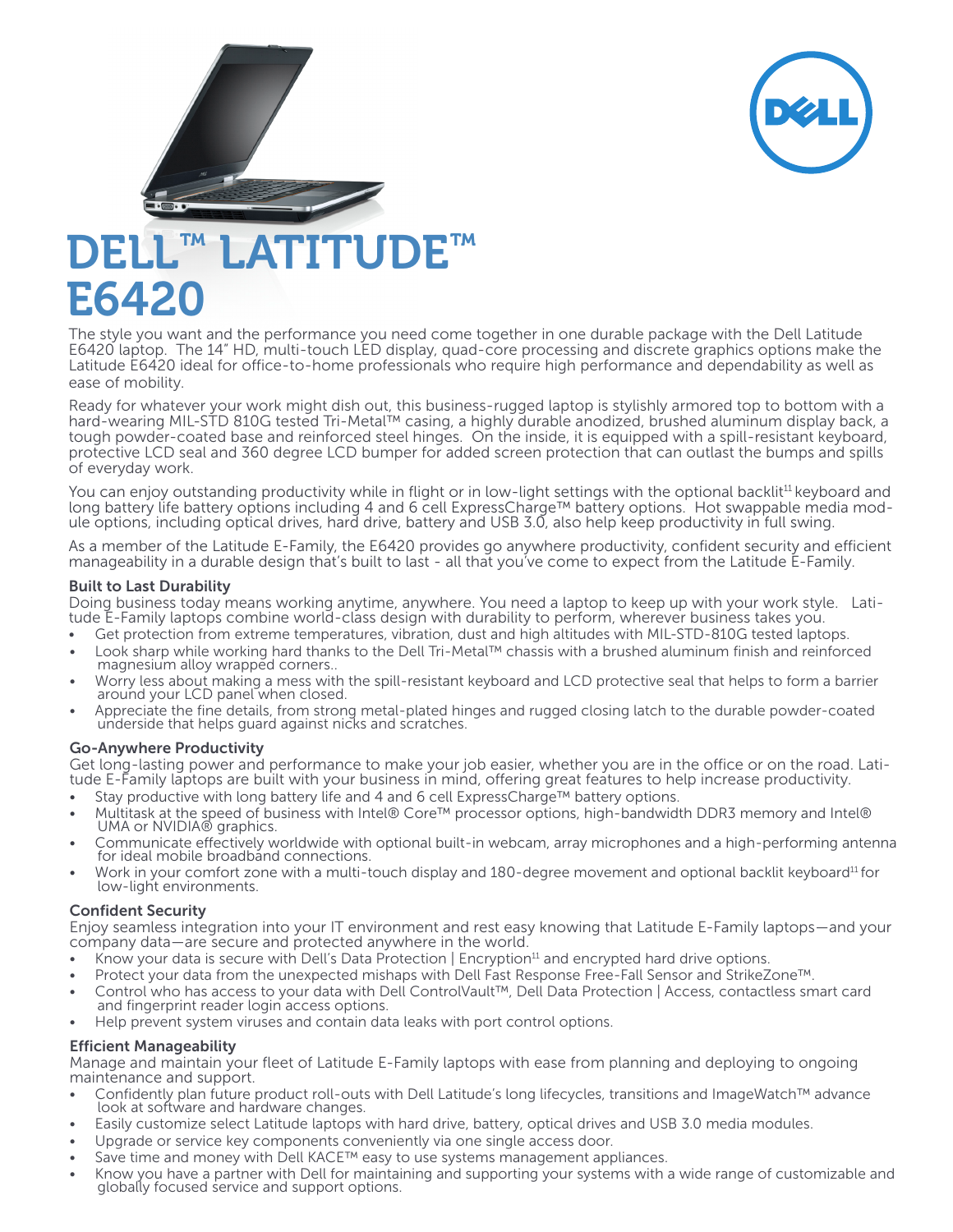# DELL™ LATITUDE™ E6420

The style you want and the performance you need come together in one durable package with the Dell Latitude E6420 laptop. The 14" HD, multi-touch LED display, quad-core processing and discrete graphics options make the Latitude E6420 ideal for office-to-home professionals who require high performance and dependability as well as ease of mobility.

Ready for whatever your work might dish out, this business-rugged laptop is stylishly armored top to bottom with a hard-wearing MIL-STD 810G tested Tri-Metal™ casing, a highly durable anodized, brushed aluminum display back, a tough powder-coated base and reinforced steel hinges. On the inside, it is equipped with a spill-resistant keyboard, protective LCD seal and 360 degree LCD bumper for added screen protection that can outlast the bumps and spills of everyday work.

You can enjoy outstanding productivity while in flight or in low-light settings with the optional backlit[11] keyboard and long battery life battery options including 4 and 6 cell ExpressCharge™ battery options. Hot swappable media module options, including optical drives, hard drive, battery and USB 3.0, also help keep productivity in full swing.

As a member of the Latitude E-Family, the E6420 provides go anywhere productivity, confident security and efficient manageability in a durable design that's built to last - all that you've come to expect from the Latitude E-Family.

### Built to Last Durability

Doing business today means working anytime, anywhere. You need a laptop to keep up with your work style. Latitude E-Family laptops combine world-class design with durability to perform, wherever business takes you.

- Get protection from extreme temperatures, vibration, dust and high altitudes with MIL-STD-810G tested laptops.
- Look sharp while working hard thanks to the Dell Tri-Metal™ chassis with a brushed aluminum finish and reinforced magnesium alloy wrapped corners..
- Worry less about making a mess with the spill-resistant keyboard and LCD protective seal that helps to form a barrier around your LCD panel when closed.
- Appreciate the fine details, from strong metal-plated hinges and rugged closing latch to the durable powder-coated underside that helps guard against nicks and scratches.

### Go-Anywhere Productivity

Get long-lasting power and performance to make your job easier, whether you are in the office or on the road. Latitude E-Family laptops are built with your business in mind, offering great features to help increase productivity.

- Stay productive with long battery life and 4 and 6 cell ExpressCharge™ battery options.
- Multitask at the speed of business with Intel® Core™ processor options, high-bandwidth DDR3 memory and Intel® UMA or NVIDIA® graphics.
- Communicate effectively worldwide with optional built-in webcam, array microphones and a high-performing antenna for ideal mobile broadband connections.
- Work in your comfort zone with a multi-touch display and 180-degree movement and optional backlit keyboard[11] for low-light environments.

### Confident Security

Enjoy seamless integration into your IT environment and rest easy knowing that Latitude E-Family laptops—and your company data—are secure and protected anywhere in the world.

- Know your data is secure with Dell's Data Protection | Encryption[11] and encrypted hard drive options.
- Protect your data from the unexpected mishaps with Dell Fast Response Free-Fall Sensor and StrikeZone™.
- Control who has access to your data with Dell ControlVault™, Dell Data Protection | Access, contactless smart card and fingerprint reader login access options.
- Help prevent system viruses and contain data leaks with port control options.

### Efficient Manageability

Manage and maintain your fleet of Latitude E-Family laptops with ease from planning and deploying to ongoing maintenance and support.

- Confidently plan future product roll-outs with Dell Latitude's long lifecycles, transitions and ImageWatch™ advance look at software and hardware changes.
- Easily customize select Latitude laptops with hard drive, battery, optical drives and USB 3.0 media modules.
- Upgrade or service key components conveniently via one single access door.
- Save time and money with Dell KACE™ easy to use systems management appliances.
- Know you have a partner with Dell for maintaining and supporting your systems with a wide range of customizable and globally focused service and support options.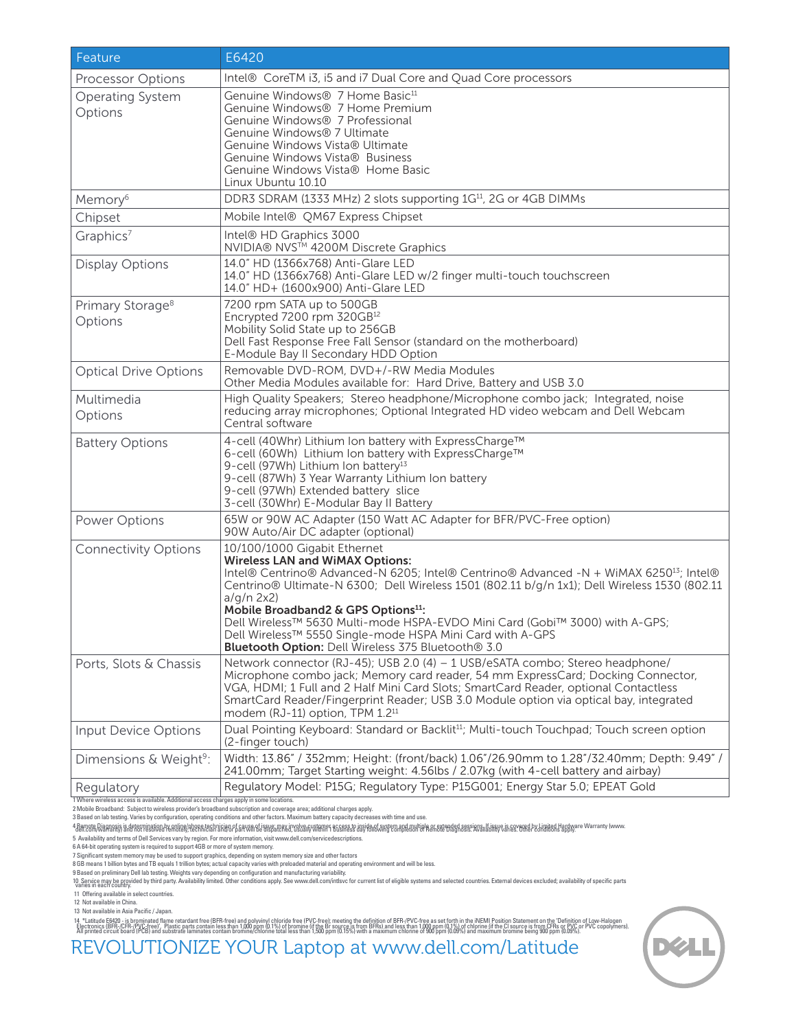| Feature | E6420 |
|---|---|
| Processor Options | Intel® CoreTM i3, i5 and i7 Dual Core and Quad Core processors |
| Operating System Options | Genuine Windows® 7 Home Basic[11]<br>Genuine Windows® 7 Home Premium<br>Genuine Windows® 7 Professional<br>Genuine Windows® 7 Ultimate<br>Genuine Windows Vista® Ultimate<br>Genuine Windows Vista® Business<br>Genuine Windows Vista® Home Basic<br>Linux Ubuntu 10.10 |
| Memory[6] | DDR3 SDRAM (1333 MHz) 2 slots supporting 1G[11], 2G or 4GB DIMMs |
| Chipset | Mobile Intel® QM67 Express Chipset |
| Graphics[7] | Intel® HD Graphics 3000<br>NVIDIA® NVS™ 4200M Discrete Graphics |
| Display Options | 14.0" HD (1366x768) Anti-Glare LED<br>14.0" HD (1366x768) Anti-Glare LED w/2 finger multi-touch touchscreen<br>14.0" HD+ (1600x900) Anti-Glare LED |
| Primary Storage[8] Options | 7200 rpm SATA up to 500GB<br>Encrypted 7200 rpm 320GB[12]<br>Mobility Solid State up to 256GB<br>Dell Fast Response Free Fall Sensor (standard on the motherboard)<br>E-Module Bay II Secondary HDD Option |
| Optical Drive Options | Removable DVD-ROM, DVD+/-RW Media Modules<br>Other Media Modules available for: Hard Drive, Battery and USB 3.0 |
| Multimedia Options | High Quality Speakers; Stereo headphone/Microphone combo jack; Integrated, noise reducing array microphones; Optional Integrated HD video webcam and Dell Webcam Central software |
| Battery Options | 4-cell (40Whr) Lithium Ion battery with ExpressCharge™<br>6-cell (60Wh) Lithium Ion battery with ExpressCharge™<br>9-cell (97Wh) Lithium Ion battery[13]<br>9-cell (87Wh) 3 Year Warranty Lithium Ion battery<br>9-cell (97Wh) Extended battery slice<br>3-cell (30Whr) E-Modular Bay II Battery |
| Power Options | 65W or 90W AC Adapter (150 Watt AC Adapter for BFR/PVC-Free option)<br>90W Auto/Air DC adapter (optional) |
| Connectivity Options | 10/100/1000 Gigabit Ethernet<br>**Wireless LAN and WiMAX Options:**<br>Intel® Centrino® Advanced-N 6205; Intel® Centrino® Advanced -N + WiMAX 6250[13]; Intel® Centrino® Ultimate-N 6300; Dell Wireless 1501 (802.11 b/g/n 1x1); Dell Wireless 1530 (802.11 a/g/n 2x2)<br>**Mobile Broadband2 & GPS Options[11]:**<br>Dell Wireless™ 5630 Multi-mode HSPA-EVDO Mini Card (Gobi™ 3000) with A-GPS;<br>Dell Wireless™ 5550 Single-mode HSPA Mini Card with A-GPS<br>**Bluetooth Option:** Dell Wireless 375 Bluetooth® 3.0 |
| Ports, Slots & Chassis | Network connector (RJ-45); USB 2.0 (4) – 1 USB/eSATA combo; Stereo headphone/ Microphone combo jack; Memory card reader, 54 mm ExpressCard; Docking Connector, VGA, HDMI; 1 Full and 2 Half Mini Card Slots; SmartCard Reader, optional Contactless SmartCard Reader/Fingerprint Reader; USB 3.0 Module option via optical bay, integrated modem (RJ-11) option, TPM 1.2[11] |
| Input Device Options | Dual Pointing Keyboard: Standard or Backlit[11]; Multi-touch Touchpad; Touch screen option (2-finger touch) |
| Dimensions & Weight[9]: | Width: 13.86" / 352mm; Height: (front/back) 1.06"/26.90mm to 1.28"/32.40mm; Depth: 9.49" / 241.00mm; Target Starting weight: 4.56lbs / 2.07kg (with 4-cell battery and airbay) |
| Regulatory | Regulatory Model: P15G; Regulatory Type: P15G001; Energy Star 5.0; EPEAT Gold |

1 Where wireless access is available. Additional access charges apply in some locations.

2 Mobile Broadband: Subject to wireless provider's broadband subscription and coverage area; additional charges apply.

3 Based on lab testing. Varies by configuration, operating conditions and other factors. Maximum battery capacity decreases with time and use.

4 Remote Diagnosis is determination by online/phone technician of cause of issue; may involve customer access to inside of system and multiple or extended sessions. If issue is covered by Limited Hardware Warranty (www.dell.com/warranty) and not resolved remotely, technician and/or part will be dispatched, usually within 1 business day following completion of Remote Diagnosis. Availability varies. Other conditions apply.

5 Availability and terms of Dell Services vary by region. For more information, visit www.dell.com/servicedescriptions.

6 A 64-bit operating system is required to support 4GB or more of system memory.

7 Significant system memory may be used to support graphics, depending on system memory size and other factors

8 GB means 1 billion bytes and TB equals 1 trillion bytes; actual capacity varies with preloaded material and operating environment and will be less.

9 Based on preliminary Dell lab testing. Weights vary depending on configuration and manufacturing variability.

10 Service may be provided by third party. Availability limited. Other conditions apply. See www.dell.com/intlsvc for current list of eligible systems and selected countries. External devices excluded; availability of specific parts varies in each country.

11 Offering available in select countries.

12 Not available in China.

13 Not available in Asia Pacific / Japan.

14 *Latitude E6420 - is brominated flame retardant free (BFR-free) and polyvinyl chloride free (PVC-free); meeting the definition of BFR-/PVC-free as set forth in the iNEMI Position Statement on the 'Definition of Low-Halogen Electronics (BFR-/CFR-/PVC-free)'. Plastic parts contain less than 1,000 ppm (0.1%) of bromine (if the Br source is from BFRs) and less than 1,000 ppm (0.1%) of chlorine (if the Cl source is from CFRs or PVC or PVC copolymers). All printed circuit board (PCB) and substrate laminates contain bromine/chlorine total less than 1,500 ppm (0.15%) with a maximum chlorine of 900 ppm (0.09%) and maximum bromine being 900 ppm (0.09%).

REVOLUTIONIZE YOUR Laptop at www.dell.com/Latitude